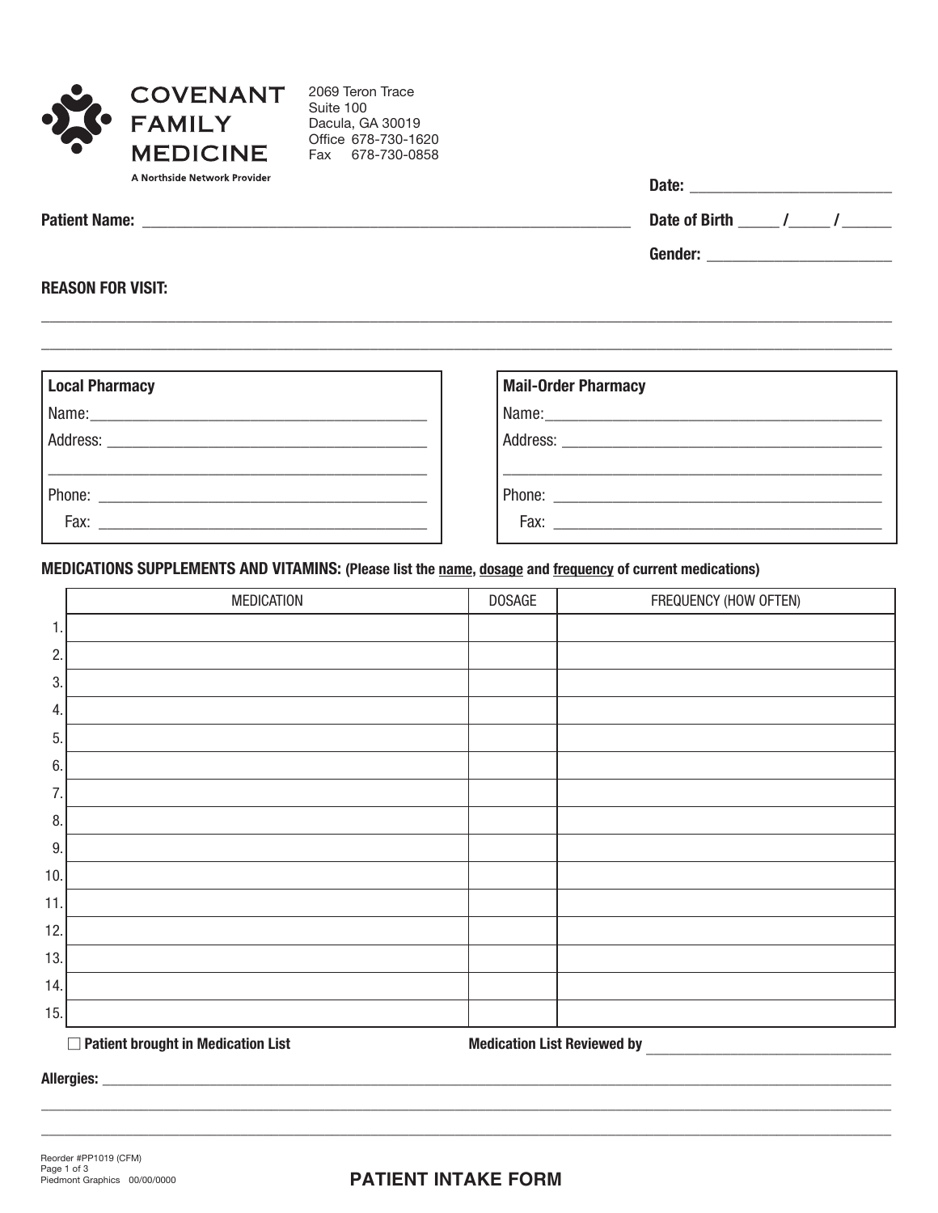**COVENANT FAMILY MEDICINE**
A Northside Network Provider

2069 Teron Trace
Suite 100
Dacula, GA 30019
Office 678-730-1620
Fax 678-730-0858

**Date:** ________________________

**Patient Name:** ____________________________________________________________

**Date of Birth** _____ /_____ / ______

**Gender:** ______________________

**REASON FOR VISIT:**

____________________________________________________________________________________________________

____________________________________________________________________________________________________

| **Local Pharmacy** |
|---|
| Name: ________________________________________ |
| Address: ______________________________________ |
| ______________________________________________ |
| Phone: _______________________________________ |
| Fax: _________________________________________ |

| **Mail-Order Pharmacy** |
|---|
| Name: ________________________________________ |
| Address: ______________________________________ |
| ______________________________________________ |
| Phone: _______________________________________ |
| Fax: _________________________________________ |

**MEDICATIONS SUPPLEMENTS AND VITAMINS: (Please list the name, dosage and frequency of current medications)**

| | MEDICATION | DOSAGE | FREQUENCY (HOW OFTEN) |
|---|---|---|---|
| 1. | | | |
| 2. | | | |
| 3. | | | |
| 4. | | | |
| 5. | | | |
| 6. | | | |
| 7. | | | |
| 8. | | | |
| 9. | | | |
| 10. | | | |
| 11. | | | |
| 12. | | | |
| 13. | | | |
| 14. | | | |
| 15. | | | |

☐ **Patient brought in Medication List**

**Medication List Reviewed by** ______________________________

**Allergies:** ________________________________________________________________________________________

____________________________________________________________________________________________________

____________________________________________________________________________________________________

Reorder #PP1019 (CFM)
Piedmont Graphics 00/00/0000

**PATIENT INTAKE FORM**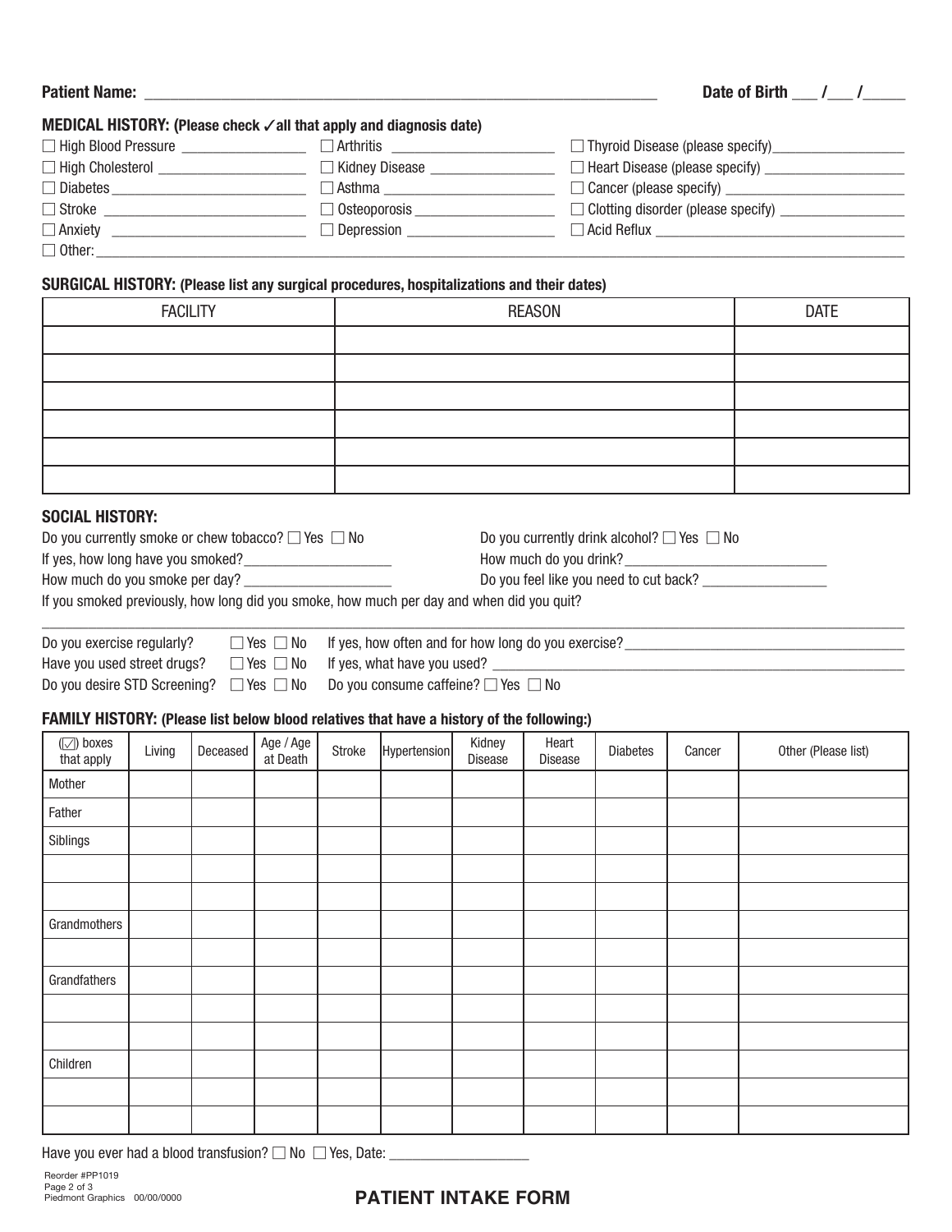**Patient Name:** ______________________________________________ **Date of Birth** ___ /___ /_____

**MEDICAL HISTORY: (Please check ✓all that apply and diagnosis date)**

☐ High Blood Pressure ________________ ☐ Arthritis ______________________ ☐ Thyroid Disease (please specify)_________________

☐ High Cholesterol ___________________ ☐ Kidney Disease ________________ ☐ Heart Disease (please specify) __________________

☐ Diabetes __________________________ ☐ Asthma _______________________ ☐ Cancer (please specify) _______________________

☐ Stroke ____________________________ ☐ Osteoporosis __________________ ☐ Clotting disorder (please specify) ________________

☐ Anxiety ___________________________ ☐ Depression ____________________ ☐ Acid Reflux _________________________________

☐ Other: ________________________________________________________________________________________________

**SURGICAL HISTORY: (Please list any surgical procedures, hospitalizations and their dates)**

| FACILITY | REASON | DATE |
|---|---|---|
| | | |
| | | |
| | | |
| | | |
| | | |
| | | |

**SOCIAL HISTORY:**

Do you currently smoke or chew tobacco? ☐ Yes ☐ No

If yes, how long have you smoked?____________________

How much do you smoke per day? ____________________

Do you currently drink alcohol? ☐ Yes ☐ No

How much do you drink?___________________________

Do you feel like you need to cut back? ________________

If you smoked previously, how long did you smoke, how much per day and when did you quit?

________________________________________________________________________________________________

Do you exercise regularly? ☐ Yes ☐ No If yes, how often and for how long do you exercise?____________________________________

Have you used street drugs? ☐ Yes ☐ No If yes, what have you used? ___________________________________________________

Do you desire STD Screening? ☐ Yes ☐ No Do you consume caffeine? ☐ Yes ☐ No

**FAMILY HISTORY: (Please list below blood relatives that have a history of the following:)**

| (☑) boxes that apply | Living | Deceased | Age / Age at Death | Stroke | Hypertension | Kidney Disease | Heart Disease | Diabetes | Cancer | Other (Please list) |
|---|---|---|---|---|---|---|---|---|---|---|
| Mother | | | | | | | | | | |
| Father | | | | | | | | | | |
| Siblings | | | | | | | | | | |
| | | | | | | | | | | |
| | | | | | | | | | | |
| Grandmothers | | | | | | | | | | |
| | | | | | | | | | | |
| Grandfathers | | | | | | | | | | |
| | | | | | | | | | | |
| | | | | | | | | | | |
| Children | | | | | | | | | | |
| | | | | | | | | | | |
| | | | | | | | | | | |

Have you ever had a blood transfusion? ☐ No ☐ Yes, Date: __________________

Reorder #PP1019
Piedmont Graphics 00/00/0000

**PATIENT INTAKE FORM**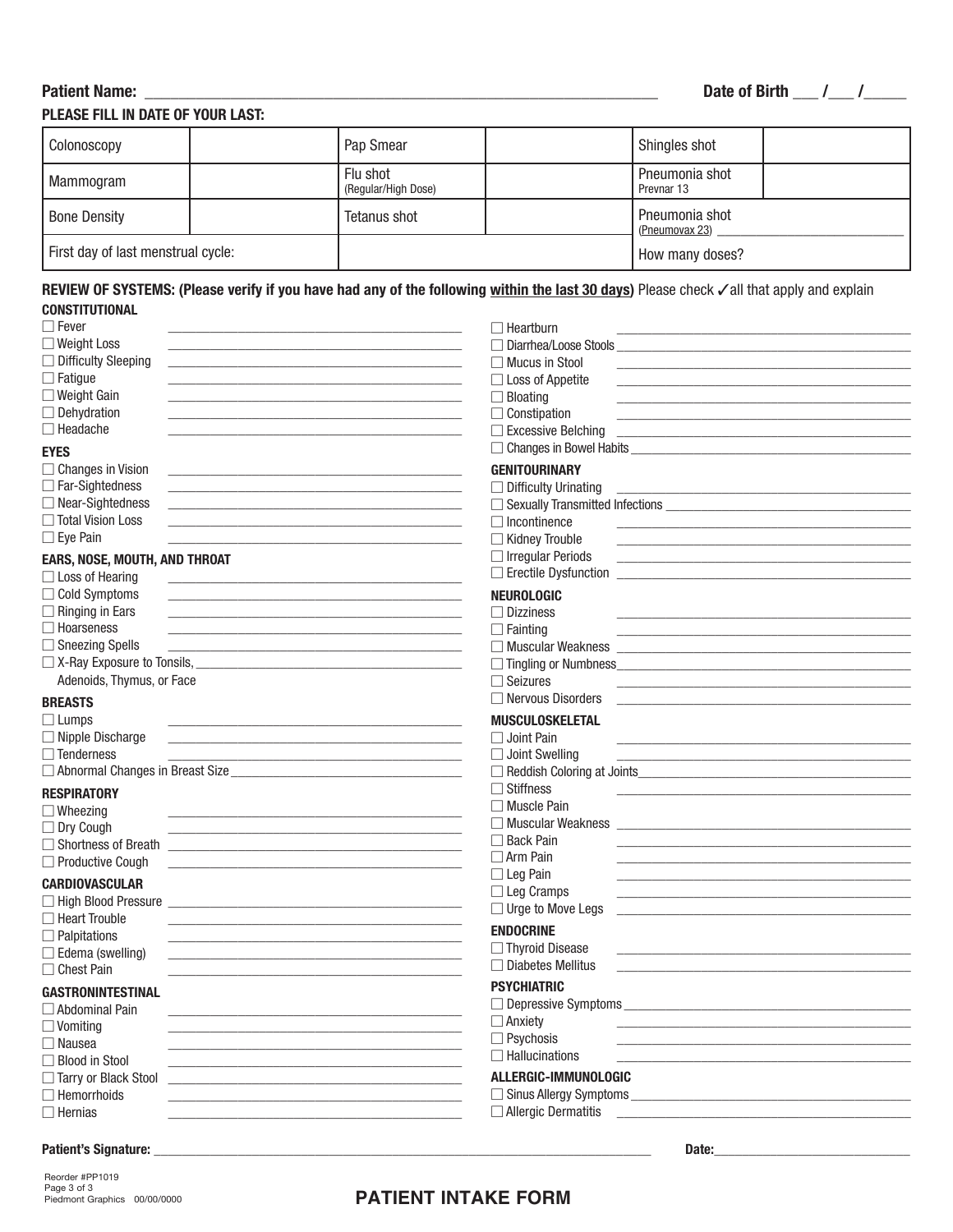**Patient Name:** ______________________________ **Date of Birth** ___ /___ /_____

**PLEASE FILL IN DATE OF YOUR LAST:**

| | | | | | |
|---|---|---|---|---|---|
| Colonoscopy | | Pap Smear | | Shingles shot | |
| Mammogram | | Flu shot (Regular/High Dose) | | Pneumonia shot Prevnar 13 | |
| Bone Density | | Tetanus shot | | Pneumonia shot (Pneumovax 23) | |
| First day of last menstrual cycle: | | | | How many doses? | |

**REVIEW OF SYSTEMS: (Please verify if you have had any of the following within the last 30 days)** Please check ✓all that apply and explain

**CONSTITUTIONAL**

- ☐ Fever ______________________
- ☐ Weight Loss ______________________
- ☐ Difficulty Sleeping ______________________
- ☐ Fatigue ______________________
- ☐ Weight Gain ______________________
- ☐ Dehydration ______________________
- ☐ Headache ______________________

**EYES**

- ☐ Changes in Vision ______________________
- ☐ Far-Sightedness ______________________
- ☐ Near-Sightedness ______________________
- ☐ Total Vision Loss ______________________
- ☐ Eye Pain ______________________

**EARS, NOSE, MOUTH, AND THROAT**

- ☐ Loss of Hearing ______________________
- ☐ Cold Symptoms ______________________
- ☐ Ringing in Ears ______________________
- ☐ Hoarseness ______________________
- ☐ Sneezing Spells ______________________
- ☐ X-Ray Exposure to Tonsils, Adenoids, Thymus, or Face ______________________

**BREASTS**

- ☐ Lumps ______________________
- ☐ Nipple Discharge ______________________
- ☐ Tenderness ______________________
- ☐ Abnormal Changes in Breast Size ______________________

**RESPIRATORY**

- ☐ Wheezing ______________________
- ☐ Dry Cough ______________________
- ☐ Shortness of Breath ______________________
- ☐ Productive Cough ______________________

**CARDIOVASCULAR**

- ☐ High Blood Pressure ______________________
- ☐ Heart Trouble ______________________
- ☐ Palpitations ______________________
- ☐ Edema (swelling) ______________________
- ☐ Chest Pain ______________________

**GASTRONINTESTINAL**

- ☐ Abdominal Pain ______________________
- ☐ Vomiting ______________________
- ☐ Nausea ______________________
- ☐ Blood in Stool ______________________
- ☐ Tarry or Black Stool ______________________
- ☐ Hemorrhoids ______________________
- ☐ Hernias ______________________
- ☐ Heartburn ______________________
- ☐ Diarrhea/Loose Stools ______________________
- ☐ Mucus in Stool ______________________
- ☐ Loss of Appetite ______________________
- ☐ Bloating ______________________
- ☐ Constipation ______________________
- ☐ Excessive Belching ______________________
- ☐ Changes in Bowel Habits ______________________

**GENITOURINARY**

- ☐ Difficulty Urinating ______________________
- ☐ Sexually Transmitted Infections ______________________
- ☐ Incontinence ______________________
- ☐ Kidney Trouble ______________________
- ☐ Irregular Periods ______________________
- ☐ Erectile Dysfunction ______________________

**NEUROLOGIC**

- ☐ Dizziness ______________________
- ☐ Fainting ______________________
- ☐ Muscular Weakness ______________________
- ☐ Tingling or Numbness ______________________
- ☐ Seizures ______________________
- ☐ Nervous Disorders ______________________

**MUSCULOSKELETAL**

- ☐ Joint Pain ______________________
- ☐ Joint Swelling ______________________
- ☐ Reddish Coloring at Joints ______________________
- ☐ Stiffness ______________________
- ☐ Muscle Pain ______________________
- ☐ Muscular Weakness ______________________
- ☐ Back Pain ______________________
- ☐ Arm Pain ______________________
- ☐ Leg Pain ______________________
- ☐ Leg Cramps ______________________
- ☐ Urge to Move Legs ______________________

**ENDOCRINE**

- ☐ Thyroid Disease ______________________
- ☐ Diabetes Mellitus ______________________

**PSYCHIATRIC**

- ☐ Depressive Symptoms ______________________
- ☐ Anxiety ______________________
- ☐ Psychosis ______________________
- ☐ Hallucinations ______________________

**ALLERGIC-IMMUNOLOGIC**

- ☐ Sinus Allergy Symptoms ______________________
- ☐ Allergic Dermatitis ______________________

**Patient's Signature:** ______________________________ **Date:** ____________________

Reorder #PP1019
Piedmont Graphics 00/00/0000

**PATIENT INTAKE FORM**